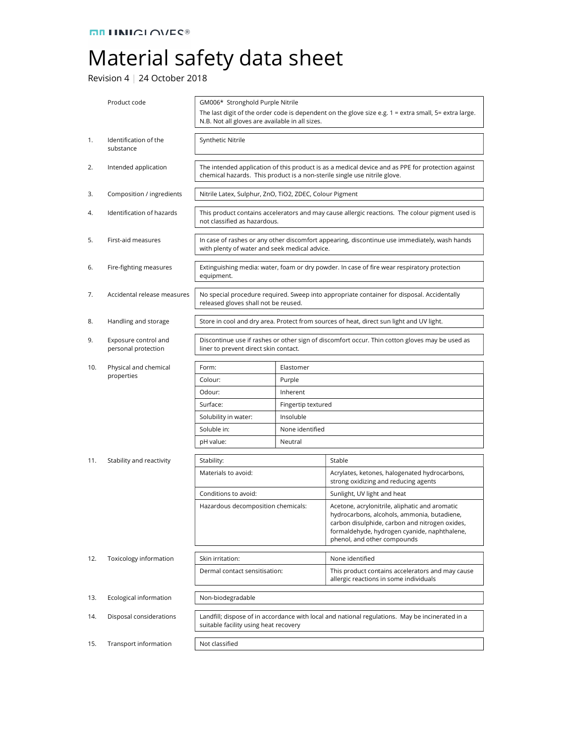UNIGLOVES®

# Material safety data sheet

Revision 4 | 24 October 2018

| | | |
|---|---|---|
| | Product code | GM006* Stronghold Purple Nitrile<br>The last digit of the order code is dependent on the glove size e.g. 1 = extra small, 5= extra large. N.B. Not all gloves are available in all sizes. |
| 1. | Identification of the substance | Synthetic Nitrile |
| 2. | Intended application | The intended application of this product is as a medical device and as PPE for protection against chemical hazards. This product is a non-sterile single use nitrile glove. |
| 3. | Composition / ingredients | Nitrile Latex, Sulphur, ZnO, $TiO_2$, ZDEC, Colour Pigment |
| 4. | Identification of hazards | This product contains accelerators and may cause allergic reactions. The colour pigment used is not classified as hazardous. |
| 5. | First-aid measures | In case of rashes or any other discomfort appearing, discontinue use immediately, wash hands with plenty of water and seek medical advice. |
| 6. | Fire-fighting measures | Extinguishing media: water, foam or dry powder. In case of fire wear respiratory protection equipment. |
| 7. | Accidental release measures | No special procedure required. Sweep into appropriate container for disposal. Accidentally released gloves shall not be reused. |
| 8. | Handling and storage | Store in cool and dry area. Protect from sources of heat, direct sun light and UV light. |
| 9. | Exposure control and personal protection | Discontinue use if rashes or other sign of discomfort occur. Thin cotton gloves may be used as liner to prevent direct skin contact. |

**10. Physical and chemical properties**

| Property | Value |
|---|---|
| Form: | Elastomer |
| Colour: | Purple |
| Odour: | Inherent |
| Surface: | Fingertip textured |
| Solubility in water: | Insoluble |
| Soluble in: | None identified |
| pH value: | Neutral |

**11. Stability and reactivity**

| Property | Value |
|---|---|
| Stability: | Stable |
| Materials to avoid: | Acrylates, ketones, halogenated hydrocarbons, strong oxidizing and reducing agents |
| Conditions to avoid: | Sunlight, UV light and heat |
| Hazardous decomposition chemicals: | Acetone, acrylonitrile, aliphatic and aromatic hydrocarbons, alcohols, ammonia, butadiene, carbon disulphide, carbon and nitrogen oxides, formaldehyde, hydrogen cyanide, naphthalene, phenol, and other compounds |

**12. Toxicology information**

| Property | Value |
|---|---|
| Skin irritation: | None identified |
| Dermal contact sensitisation: | This product contains accelerators and may cause allergic reactions in some individuals |

| | | |
|---|---|---|
| 13. | Ecological information | Non-biodegradable |
| 14. | Disposal considerations | Landfill; dispose of in accordance with local and national regulations. May be incinerated in a suitable facility using heat recovery |
| 15. | Transport information | Not classified |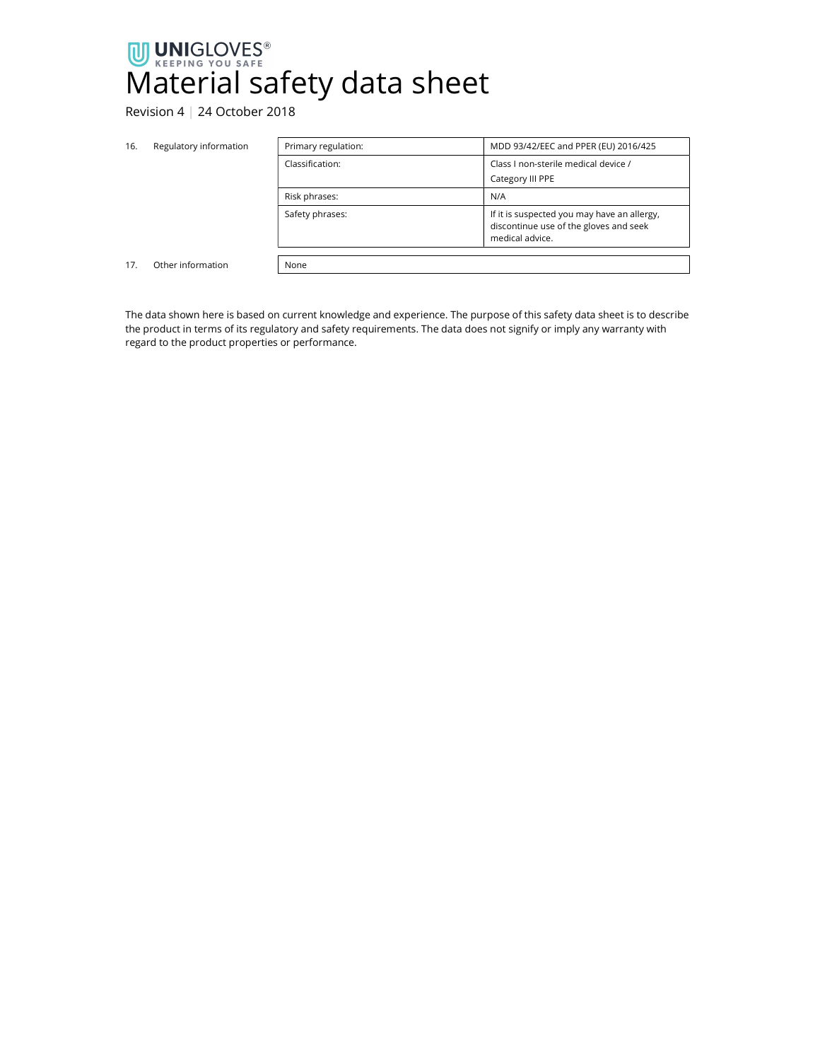UNIGLOVES®
KEEPING YOU SAFE

# Material safety data sheet

Revision 4 | 24 October 2018

| | | | |
|---|---|---|---|
| 16. | Regulatory information | Primary regulation: | MDD 93/42/EEC and PPER (EU) 2016/425 |
| | | Classification: | Class I non-sterile medical device / Category III PPE |
| | | Risk phrases: | N/A |
| | | Safety phrases: | If it is suspected you may have an allergy, discontinue use of the gloves and seek medical advice. |
| 17. | Other information | None | |

The data shown here is based on current knowledge and experience. The purpose of this safety data sheet is to describe the product in terms of its regulatory and safety requirements. The data does not signify or imply any warranty with regard to the product properties or performance.